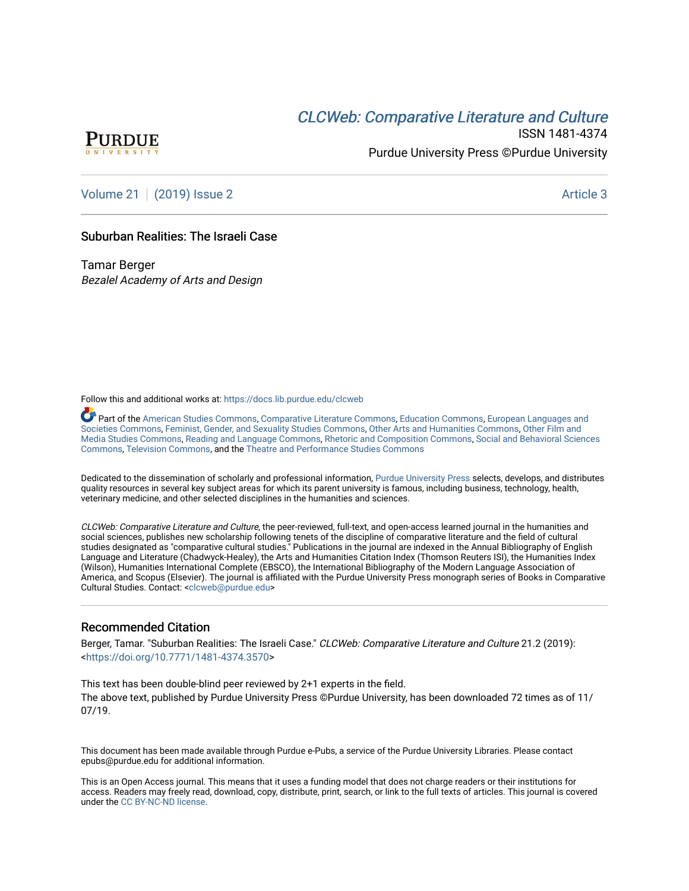# CLCWeb: Comparative Literature and Culture

ISSN 1481-4374

Purdue University Press ©Purdue University

Volume 21 | (2019) Issue 2 Article 3

## Suburban Realities: The Israeli Case

Tamar Berger
*Bezalel Academy of Arts and Design*

Follow this and additional works at: https://docs.lib.purdue.edu/clcweb

Part of the American Studies Commons, Comparative Literature Commons, Education Commons, European Languages and Societies Commons, Feminist, Gender, and Sexuality Studies Commons, Other Arts and Humanities Commons, Other Film and Media Studies Commons, Reading and Language Commons, Rhetoric and Composition Commons, Social and Behavioral Sciences Commons, Television Commons, and the Theatre and Performance Studies Commons

Dedicated to the dissemination of scholarly and professional information, Purdue University Press selects, develops, and distributes quality resources in several key subject areas for which its parent university is famous, including business, technology, health, veterinary medicine, and other selected disciplines in the humanities and sciences.

*CLCWeb: Comparative Literature and Culture*, the peer-reviewed, full-text, and open-access learned journal in the humanities and social sciences, publishes new scholarship following tenets of the discipline of comparative literature and the field of cultural studies designated as "comparative cultural studies." Publications in the journal are indexed in the Annual Bibliography of English Language and Literature (Chadwyck-Healey), the Arts and Humanities Citation Index (Thomson Reuters ISI), the Humanities Index (Wilson), Humanities International Complete (EBSCO), the International Bibliography of the Modern Language Association of America, and Scopus (Elsevier). The journal is affiliated with the Purdue University Press monograph series of Books in Comparative Cultural Studies. Contact: <clcweb@purdue.edu>

### Recommended Citation

Berger, Tamar. "Suburban Realities: The Israeli Case." *CLCWeb: Comparative Literature and Culture* 21.2 (2019): <https://doi.org/10.7771/1481-4374.3570>

This text has been double-blind peer reviewed by 2+1 experts in the field.
The above text, published by Purdue University Press ©Purdue University, has been downloaded 72 times as of 11/07/19.

This document has been made available through Purdue e-Pubs, a service of the Purdue University Libraries. Please contact epubs@purdue.edu for additional information.

This is an Open Access journal. This means that it uses a funding model that does not charge readers or their institutions for access. Readers may freely read, download, copy, distribute, print, search, or link to the full texts of articles. This journal is covered under the CC BY-NC-ND license.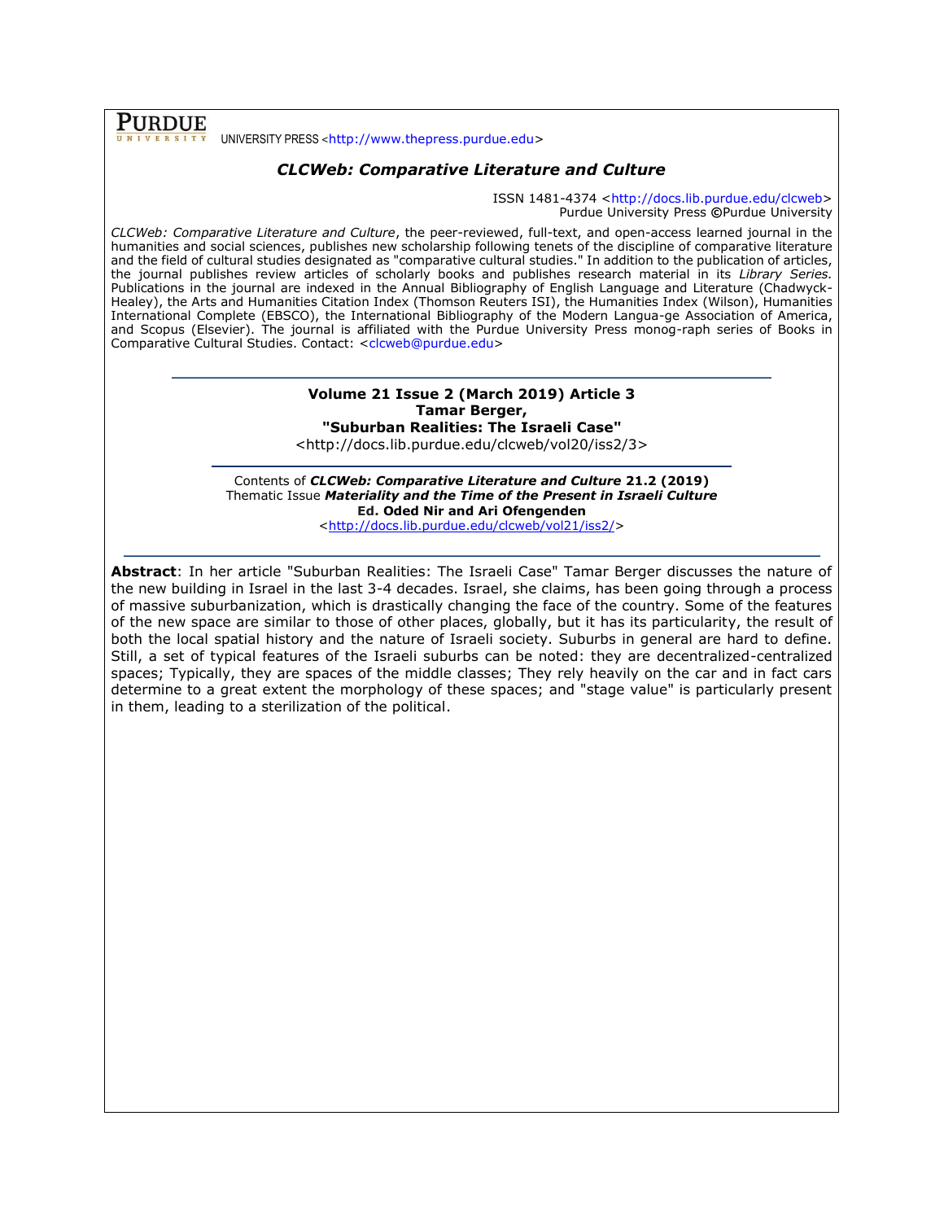**PURDUE** UNIVERSITY PRESS <http://www.thepress.purdue.edu>

## *CLCWeb: Comparative Literature and Culture*

ISSN 1481-4374 <http://docs.lib.purdue.edu/clcweb>
Purdue University Press ©Purdue University

*CLCWeb: Comparative Literature and Culture*, the peer-reviewed, full-text, and open-access learned journal in the humanities and social sciences, publishes new scholarship following tenets of the discipline of comparative literature and the field of cultural studies designated as "comparative cultural studies." In addition to the publication of articles, the journal publishes review articles of scholarly books and publishes research material in its *Library Series*. Publications in the journal are indexed in the Annual Bibliography of English Language and Literature (Chadwyck-Healey), the Arts and Humanities Citation Index (Thomson Reuters ISI), the Humanities Index (Wilson), Humanities International Complete (EBSCO), the International Bibliography of the Modern Langua-ge Association of America, and Scopus (Elsevier). The journal is affiliated with the Purdue University Press monog-raph series of Books in Comparative Cultural Studies. Contact: <clcweb@purdue.edu>

---

**Volume 21 Issue 2 (March 2019) Article 3**
**Tamar Berger,**
**"Suburban Realities: The Israeli Case"**
<http://docs.lib.purdue.edu/clcweb/vol20/iss2/3>

---

Contents of ***CLCWeb: Comparative Literature and Culture* 21.2 (2019)**
Thematic Issue ***Materiality and the Time of the Present in Israeli Culture***
**Ed. Oded Nir and Ari Ofengenden**
<http://docs.lib.purdue.edu/clcweb/vol21/iss2/>

---

**Abstract**: In her article "Suburban Realities: The Israeli Case" Tamar Berger discusses the nature of the new building in Israel in the last 3-4 decades. Israel, she claims, has been going through a process of massive suburbanization, which is drastically changing the face of the country. Some of the features of the new space are similar to those of other places, globally, but it has its particularity, the result of both the local spatial history and the nature of Israeli society. Suburbs in general are hard to define. Still, a set of typical features of the Israeli suburbs can be noted: they are decentralized-centralized spaces; Typically, they are spaces of the middle classes; They rely heavily on the car and in fact cars determine to a great extent the morphology of these spaces; and "stage value" is particularly present in them, leading to a sterilization of the political.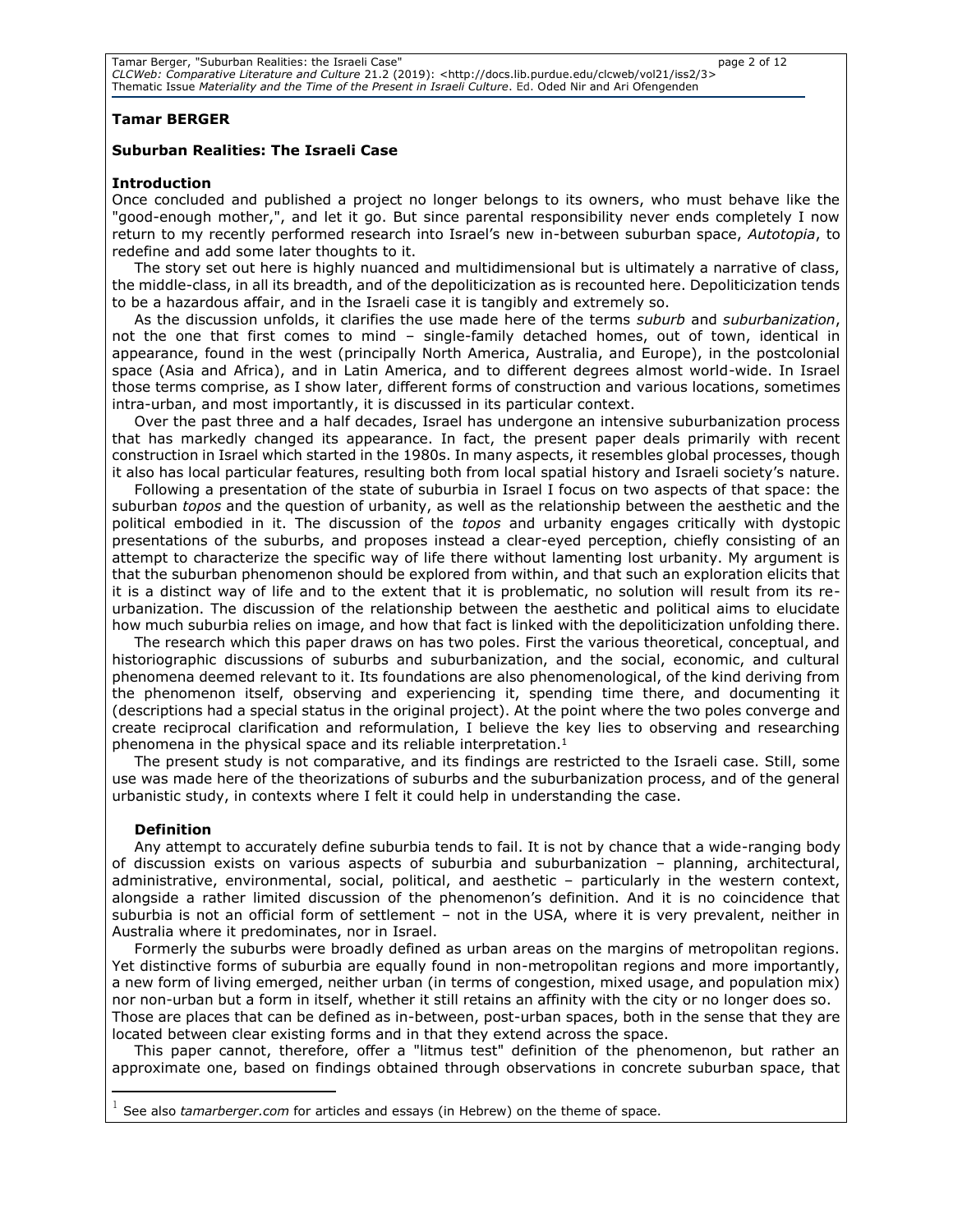**Tamar BERGER**

**Suburban Realities: The Israeli Case**

**Introduction**

Once concluded and published a project no longer belongs to its owners, who must behave like the "good-enough mother,", and let it go. But since parental responsibility never ends completely I now return to my recently performed research into Israel's new in-between suburban space, *Autotopia*, to redefine and add some later thoughts to it.

The story set out here is highly nuanced and multidimensional but is ultimately a narrative of class, the middle-class, in all its breadth, and of the depoliticization as is recounted here. Depoliticization tends to be a hazardous affair, and in the Israeli case it is tangibly and extremely so.

As the discussion unfolds, it clarifies the use made here of the terms *suburb* and *suburbanization*, not the one that first comes to mind – single-family detached homes, out of town, identical in appearance, found in the west (principally North America, Australia, and Europe), in the postcolonial space (Asia and Africa), and in Latin America, and to different degrees almost world-wide. In Israel those terms comprise, as I show later, different forms of construction and various locations, sometimes intra-urban, and most importantly, it is discussed in its particular context.

Over the past three and a half decades, Israel has undergone an intensive suburbanization process that has markedly changed its appearance. In fact, the present paper deals primarily with recent construction in Israel which started in the 1980s. In many aspects, it resembles global processes, though it also has local particular features, resulting both from local spatial history and Israeli society's nature.

Following a presentation of the state of suburbia in Israel I focus on two aspects of that space: the suburban *topos* and the question of urbanity, as well as the relationship between the aesthetic and the political embodied in it. The discussion of the *topos* and urbanity engages critically with dystopic presentations of the suburbs, and proposes instead a clear-eyed perception, chiefly consisting of an attempt to characterize the specific way of life there without lamenting lost urbanity. My argument is that the suburban phenomenon should be explored from within, and that such an exploration elicits that it is a distinct way of life and to the extent that it is problematic, no solution will result from its re-urbanization. The discussion of the relationship between the aesthetic and political aims to elucidate how much suburbia relies on image, and how that fact is linked with the depoliticization unfolding there.

The research which this paper draws on has two poles. First the various theoretical, conceptual, and historiographic discussions of suburbs and suburbanization, and the social, economic, and cultural phenomena deemed relevant to it. Its foundations are also phenomenological, of the kind deriving from the phenomenon itself, observing and experiencing it, spending time there, and documenting it (descriptions had a special status in the original project). At the point where the two poles converge and create reciprocal clarification and reformulation, I believe the key lies to observing and researching phenomena in the physical space and its reliable interpretation.[1]

The present study is not comparative, and its findings are restricted to the Israeli case. Still, some use was made here of the theorizations of suburbs and the suburbanization process, and of the general urbanistic study, in contexts where I felt it could help in understanding the case.

**Definition**

Any attempt to accurately define suburbia tends to fail. It is not by chance that a wide-ranging body of discussion exists on various aspects of suburbia and suburbanization – planning, architectural, administrative, environmental, social, political, and aesthetic – particularly in the western context, alongside a rather limited discussion of the phenomenon's definition. And it is no coincidence that suburbia is not an official form of settlement – not in the USA, where it is very prevalent, neither in Australia where it predominates, nor in Israel.

Formerly the suburbs were broadly defined as urban areas on the margins of metropolitan regions. Yet distinctive forms of suburbia are equally found in non-metropolitan regions and more importantly, a new form of living emerged, neither urban (in terms of congestion, mixed usage, and population mix) nor non-urban but a form in itself, whether it still retains an affinity with the city or no longer does so. Those are places that can be defined as in-between, post-urban spaces, both in the sense that they are located between clear existing forms and in that they extend across the space.

This paper cannot, therefore, offer a "litmus test" definition of the phenomenon, but rather an approximate one, based on findings obtained through observations in concrete suburban space, that

[1] See also *tamarberger.com* for articles and essays (in Hebrew) on the theme of space.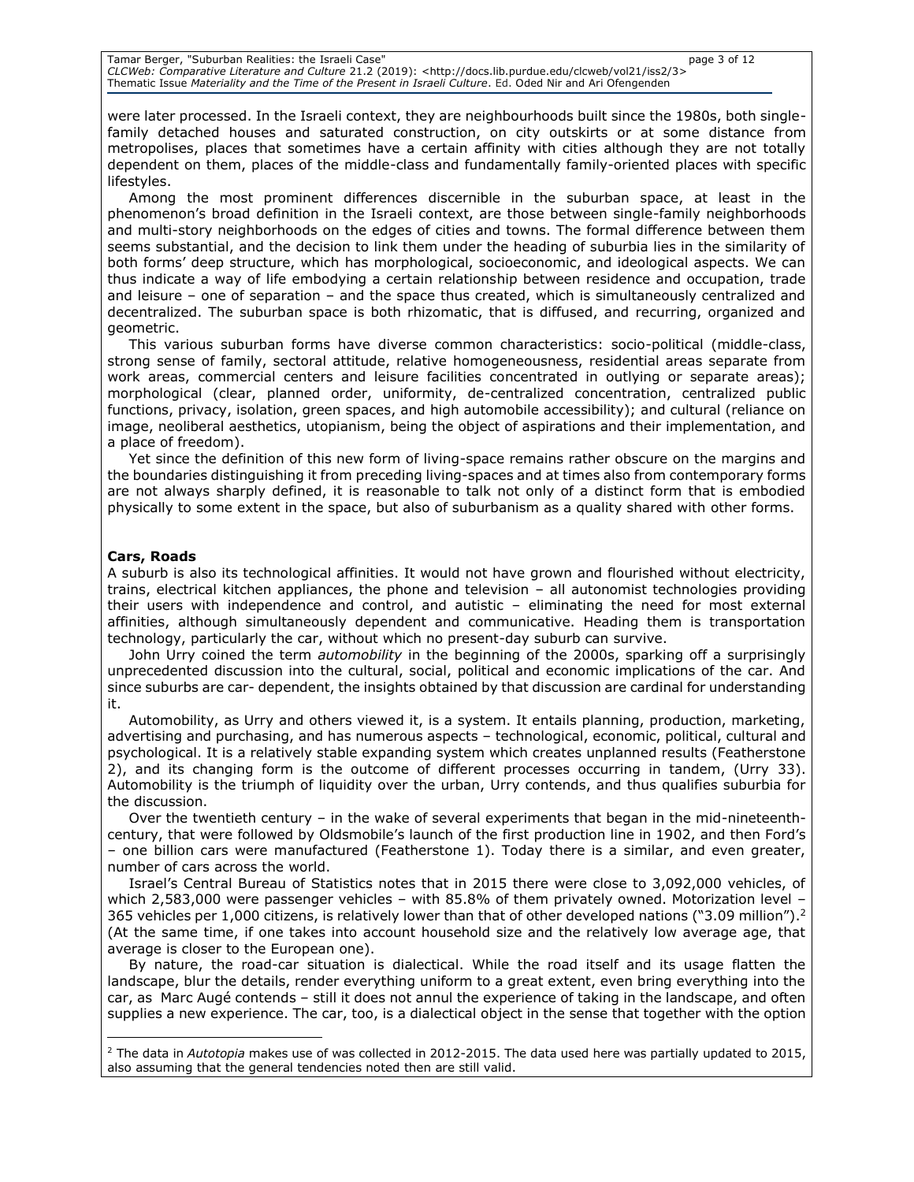were later processed. In the Israeli context, they are neighbourhoods built since the 1980s, both single-family detached houses and saturated construction, on city outskirts or at some distance from metropolises, places that sometimes have a certain affinity with cities although they are not totally dependent on them, places of the middle-class and fundamentally family-oriented places with specific lifestyles.

Among the most prominent differences discernible in the suburban space, at least in the phenomenon's broad definition in the Israeli context, are those between single-family neighborhoods and multi-story neighborhoods on the edges of cities and towns. The formal difference between them seems substantial, and the decision to link them under the heading of suburbia lies in the similarity of both forms' deep structure, which has morphological, socioeconomic, and ideological aspects. We can thus indicate a way of life embodying a certain relationship between residence and occupation, trade and leisure – one of separation – and the space thus created, which is simultaneously centralized and decentralized. The suburban space is both rhizomatic, that is diffused, and recurring, organized and geometric.

This various suburban forms have diverse common characteristics: socio-political (middle-class, strong sense of family, sectoral attitude, relative homogeneousness, residential areas separate from work areas, commercial centers and leisure facilities concentrated in outlying or separate areas); morphological (clear, planned order, uniformity, de-centralized concentration, centralized public functions, privacy, isolation, green spaces, and high automobile accessibility); and cultural (reliance on image, neoliberal aesthetics, utopianism, being the object of aspirations and their implementation, and a place of freedom).

Yet since the definition of this new form of living-space remains rather obscure on the margins and the boundaries distinguishing it from preceding living-spaces and at times also from contemporary forms are not always sharply defined, it is reasonable to talk not only of a distinct form that is embodied physically to some extent in the space, but also of suburbanism as a quality shared with other forms.

**Cars, Roads**

A suburb is also its technological affinities. It would not have grown and flourished without electricity, trains, electrical kitchen appliances, the phone and television – all autonomist technologies providing their users with independence and control, and autistic – eliminating the need for most external affinities, although simultaneously dependent and communicative. Heading them is transportation technology, particularly the car, without which no present-day suburb can survive.

John Urry coined the term *automobility* in the beginning of the 2000s, sparking off a surprisingly unprecedented discussion into the cultural, social, political and economic implications of the car. And since suburbs are car- dependent, the insights obtained by that discussion are cardinal for understanding it.

Automobility, as Urry and others viewed it, is a system. It entails planning, production, marketing, advertising and purchasing, and has numerous aspects – technological, economic, political, cultural and psychological. It is a relatively stable expanding system which creates unplanned results (Featherstone 2), and its changing form is the outcome of different processes occurring in tandem, (Urry 33). Automobility is the triumph of liquidity over the urban, Urry contends, and thus qualifies suburbia for the discussion.

Over the twentieth century – in the wake of several experiments that began in the mid-nineteenth-century, that were followed by Oldsmobile's launch of the first production line in 1902, and then Ford's – one billion cars were manufactured (Featherstone 1). Today there is a similar, and even greater, number of cars across the world.

Israel's Central Bureau of Statistics notes that in 2015 there were close to 3,092,000 vehicles, of which 2,583,000 were passenger vehicles – with 85.8% of them privately owned. Motorization level – 365 vehicles per 1,000 citizens, is relatively lower than that of other developed nations ("3.09 million").[2] (At the same time, if one takes into account household size and the relatively low average age, that average is closer to the European one).

By nature, the road-car situation is dialectical. While the road itself and its usage flatten the landscape, blur the details, render everything uniform to a great extent, even bring everything into the car, as Marc Augé contends – still it does not annul the experience of taking in the landscape, and often supplies a new experience. The car, too, is a dialectical object in the sense that together with the option

[2] The data in *Autotopia* makes use of was collected in 2012-2015. The data used here was partially updated to 2015, also assuming that the general tendencies noted then are still valid.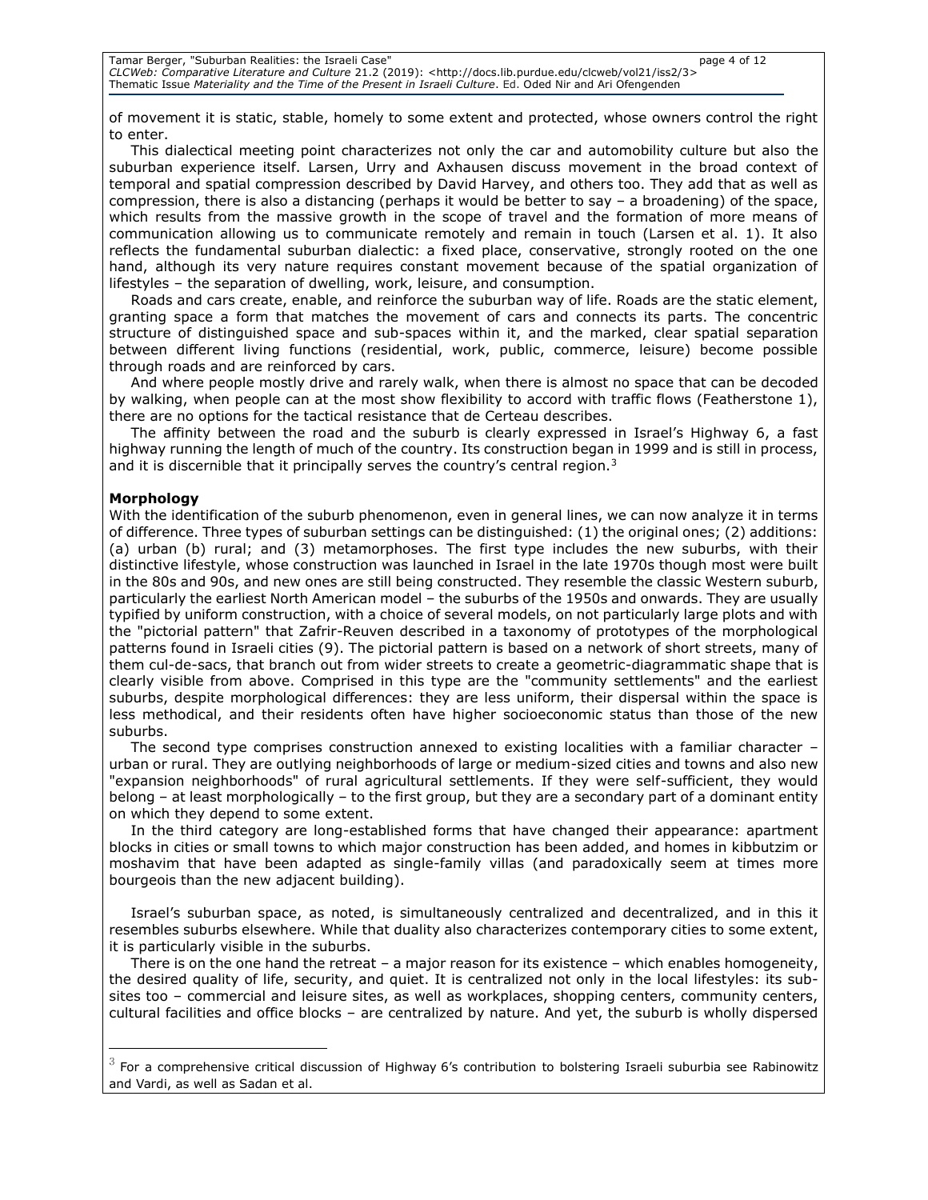of movement it is static, stable, homely to some extent and protected, whose owners control the right to enter.

This dialectical meeting point characterizes not only the car and automobility culture but also the suburban experience itself. Larsen, Urry and Axhausen discuss movement in the broad context of temporal and spatial compression described by David Harvey, and others too. They add that as well as compression, there is also a distancing (perhaps it would be better to say – a broadening) of the space, which results from the massive growth in the scope of travel and the formation of more means of communication allowing us to communicate remotely and remain in touch (Larsen et al. 1). It also reflects the fundamental suburban dialectic: a fixed place, conservative, strongly rooted on the one hand, although its very nature requires constant movement because of the spatial organization of lifestyles – the separation of dwelling, work, leisure, and consumption.

Roads and cars create, enable, and reinforce the suburban way of life. Roads are the static element, granting space a form that matches the movement of cars and connects its parts. The concentric structure of distinguished space and sub-spaces within it, and the marked, clear spatial separation between different living functions (residential, work, public, commerce, leisure) become possible through roads and are reinforced by cars.

And where people mostly drive and rarely walk, when there is almost no space that can be decoded by walking, when people can at the most show flexibility to accord with traffic flows (Featherstone 1), there are no options for the tactical resistance that de Certeau describes.

The affinity between the road and the suburb is clearly expressed in Israel's Highway 6, a fast highway running the length of much of the country. Its construction began in 1999 and is still in process, and it is discernible that it principally serves the country's central region.[3]

**Morphology**

With the identification of the suburb phenomenon, even in general lines, we can now analyze it in terms of difference. Three types of suburban settings can be distinguished: (1) the original ones; (2) additions: (a) urban (b) rural; and (3) metamorphoses. The first type includes the new suburbs, with their distinctive lifestyle, whose construction was launched in Israel in the late 1970s though most were built in the 80s and 90s, and new ones are still being constructed. They resemble the classic Western suburb, particularly the earliest North American model – the suburbs of the 1950s and onwards. They are usually typified by uniform construction, with a choice of several models, on not particularly large plots and with the "pictorial pattern" that Zafrir-Reuven described in a taxonomy of prototypes of the morphological patterns found in Israeli cities (9). The pictorial pattern is based on a network of short streets, many of them cul-de-sacs, that branch out from wider streets to create a geometric-diagrammatic shape that is clearly visible from above. Comprised in this type are the "community settlements" and the earliest suburbs, despite morphological differences: they are less uniform, their dispersal within the space is less methodical, and their residents often have higher socioeconomic status than those of the new suburbs.

The second type comprises construction annexed to existing localities with a familiar character – urban or rural. They are outlying neighborhoods of large or medium-sized cities and towns and also new "expansion neighborhoods" of rural agricultural settlements. If they were self-sufficient, they would belong – at least morphologically – to the first group, but they are a secondary part of a dominant entity on which they depend to some extent.

In the third category are long-established forms that have changed their appearance: apartment blocks in cities or small towns to which major construction has been added, and homes in kibbutzim or moshavim that have been adapted as single-family villas (and paradoxically seem at times more bourgeois than the new adjacent building).

Israel's suburban space, as noted, is simultaneously centralized and decentralized, and in this it resembles suburbs elsewhere. While that duality also characterizes contemporary cities to some extent, it is particularly visible in the suburbs.

There is on the one hand the retreat – a major reason for its existence – which enables homogeneity, the desired quality of life, security, and quiet. It is centralized not only in the local lifestyles: its sub-sites too – commercial and leisure sites, as well as workplaces, shopping centers, community centers, cultural facilities and office blocks – are centralized by nature. And yet, the suburb is wholly dispersed

[3] For a comprehensive critical discussion of Highway 6's contribution to bolstering Israeli suburbia see Rabinowitz and Vardi, as well as Sadan et al.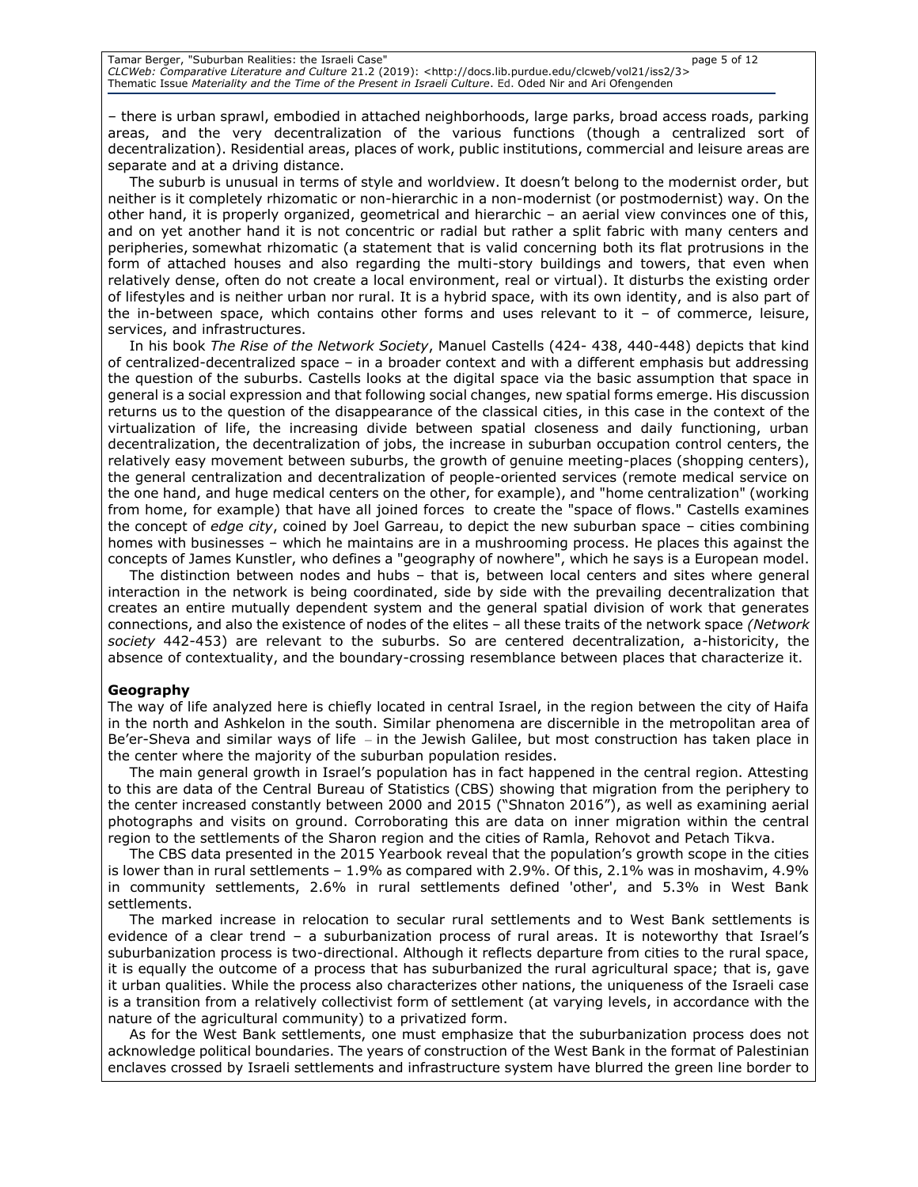– there is urban sprawl, embodied in attached neighborhoods, large parks, broad access roads, parking areas, and the very decentralization of the various functions (though a centralized sort of decentralization). Residential areas, places of work, public institutions, commercial and leisure areas are separate and at a driving distance.

The suburb is unusual in terms of style and worldview. It doesn't belong to the modernist order, but neither is it completely rhizomatic or non-hierarchic in a non-modernist (or postmodernist) way. On the other hand, it is properly organized, geometrical and hierarchic – an aerial view convinces one of this, and on yet another hand it is not concentric or radial but rather a split fabric with many centers and peripheries, somewhat rhizomatic (a statement that is valid concerning both its flat protrusions in the form of attached houses and also regarding the multi-story buildings and towers, that even when relatively dense, often do not create a local environment, real or virtual). It disturbs the existing order of lifestyles and is neither urban nor rural. It is a hybrid space, with its own identity, and is also part of the in-between space, which contains other forms and uses relevant to it – of commerce, leisure, services, and infrastructures.

In his book *The Rise of the Network Society*, Manuel Castells (424- 438, 440-448) depicts that kind of centralized-decentralized space – in a broader context and with a different emphasis but addressing the question of the suburbs. Castells looks at the digital space via the basic assumption that space in general is a social expression and that following social changes, new spatial forms emerge. His discussion returns us to the question of the disappearance of the classical cities, in this case in the context of the virtualization of life, the increasing divide between spatial closeness and daily functioning, urban decentralization, the decentralization of jobs, the increase in suburban occupation control centers, the relatively easy movement between suburbs, the growth of genuine meeting-places (shopping centers), the general centralization and decentralization of people-oriented services (remote medical service on the one hand, and huge medical centers on the other, for example), and "home centralization" (working from home, for example) that have all joined forces to create the "space of flows." Castells examines the concept of *edge city*, coined by Joel Garreau, to depict the new suburban space – cities combining homes with businesses – which he maintains are in a mushrooming process. He places this against the concepts of James Kunstler, who defines a "geography of nowhere", which he says is a European model.

The distinction between nodes and hubs – that is, between local centers and sites where general interaction in the network is being coordinated, side by side with the prevailing decentralization that creates an entire mutually dependent system and the general spatial division of work that generates connections, and also the existence of nodes of the elites – all these traits of the network space *(Network society* 442-453) are relevant to the suburbs. So are centered decentralization, a-historicity, the absence of contextuality, and the boundary-crossing resemblance between places that characterize it.

**Geography**

The way of life analyzed here is chiefly located in central Israel, in the region between the city of Haifa in the north and Ashkelon in the south. Similar phenomena are discernible in the metropolitan area of Be'er-Sheva and similar ways of life – in the Jewish Galilee, but most construction has taken place in the center where the majority of the suburban population resides.

The main general growth in Israel's population has in fact happened in the central region. Attesting to this are data of the Central Bureau of Statistics (CBS) showing that migration from the periphery to the center increased constantly between 2000 and 2015 ("Shnaton 2016"), as well as examining aerial photographs and visits on ground. Corroborating this are data on inner migration within the central region to the settlements of the Sharon region and the cities of Ramla, Rehovot and Petach Tikva.

The CBS data presented in the 2015 Yearbook reveal that the population's growth scope in the cities is lower than in rural settlements – 1.9% as compared with 2.9%. Of this, 2.1% was in moshavim, 4.9% in community settlements, 2.6% in rural settlements defined 'other', and 5.3% in West Bank settlements.

The marked increase in relocation to secular rural settlements and to West Bank settlements is evidence of a clear trend – a suburbanization process of rural areas. It is noteworthy that Israel's suburbanization process is two-directional. Although it reflects departure from cities to the rural space, it is equally the outcome of a process that has suburbanized the rural agricultural space; that is, gave it urban qualities. While the process also characterizes other nations, the uniqueness of the Israeli case is a transition from a relatively collectivist form of settlement (at varying levels, in accordance with the nature of the agricultural community) to a privatized form.

As for the West Bank settlements, one must emphasize that the suburbanization process does not acknowledge political boundaries. The years of construction of the West Bank in the format of Palestinian enclaves crossed by Israeli settlements and infrastructure system have blurred the green line border to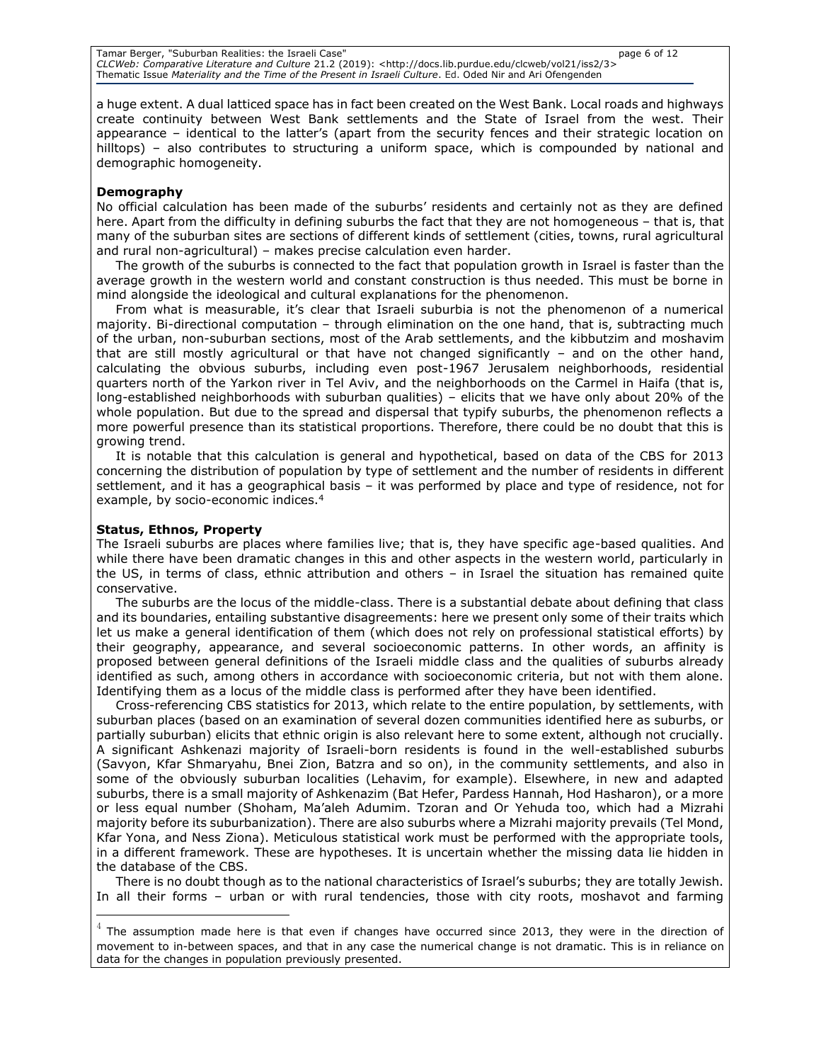a huge extent. A dual latticed space has in fact been created on the West Bank. Local roads and highways create continuity between West Bank settlements and the State of Israel from the west. Their appearance – identical to the latter's (apart from the security fences and their strategic location on hilltops) – also contributes to structuring a uniform space, which is compounded by national and demographic homogeneity.

**Demography**

No official calculation has been made of the suburbs' residents and certainly not as they are defined here. Apart from the difficulty in defining suburbs the fact that they are not homogeneous – that is, that many of the suburban sites are sections of different kinds of settlement (cities, towns, rural agricultural and rural non-agricultural) – makes precise calculation even harder.

The growth of the suburbs is connected to the fact that population growth in Israel is faster than the average growth in the western world and constant construction is thus needed. This must be borne in mind alongside the ideological and cultural explanations for the phenomenon.

From what is measurable, it's clear that Israeli suburbia is not the phenomenon of a numerical majority. Bi-directional computation – through elimination on the one hand, that is, subtracting much of the urban, non-suburban sections, most of the Arab settlements, and the kibbutzim and moshavim that are still mostly agricultural or that have not changed significantly – and on the other hand, calculating the obvious suburbs, including even post-1967 Jerusalem neighborhoods, residential quarters north of the Yarkon river in Tel Aviv, and the neighborhoods on the Carmel in Haifa (that is, long-established neighborhoods with suburban qualities) – elicits that we have only about 20% of the whole population. But due to the spread and dispersal that typify suburbs, the phenomenon reflects a more powerful presence than its statistical proportions. Therefore, there could be no doubt that this is growing trend.

It is notable that this calculation is general and hypothetical, based on data of the CBS for 2013 concerning the distribution of population by type of settlement and the number of residents in different settlement, and it has a geographical basis – it was performed by place and type of residence, not for example, by socio-economic indices.[4]

**Status, Ethnos, Property**

The Israeli suburbs are places where families live; that is, they have specific age-based qualities. And while there have been dramatic changes in this and other aspects in the western world, particularly in the US, in terms of class, ethnic attribution and others – in Israel the situation has remained quite conservative.

The suburbs are the locus of the middle-class. There is a substantial debate about defining that class and its boundaries, entailing substantive disagreements: here we present only some of their traits which let us make a general identification of them (which does not rely on professional statistical efforts) by their geography, appearance, and several socioeconomic patterns. In other words, an affinity is proposed between general definitions of the Israeli middle class and the qualities of suburbs already identified as such, among others in accordance with socioeconomic criteria, but not with them alone. Identifying them as a locus of the middle class is performed after they have been identified.

Cross-referencing CBS statistics for 2013, which relate to the entire population, by settlements, with suburban places (based on an examination of several dozen communities identified here as suburbs, or partially suburban) elicits that ethnic origin is also relevant here to some extent, although not crucially. A significant Ashkenazi majority of Israeli-born residents is found in the well-established suburbs (Savyon, Kfar Shmaryahu, Bnei Zion, Batzra and so on), in the community settlements, and also in some of the obviously suburban localities (Lehavim, for example). Elsewhere, in new and adapted suburbs, there is a small majority of Ashkenazim (Bat Hefer, Pardess Hannah, Hod Hasharon), or a more or less equal number (Shoham, Ma'aleh Adumim. Tzoran and Or Yehuda too, which had a Mizrahi majority before its suburbanization). There are also suburbs where a Mizrahi majority prevails (Tel Mond, Kfar Yona, and Ness Ziona). Meticulous statistical work must be performed with the appropriate tools, in a different framework. These are hypotheses. It is uncertain whether the missing data lie hidden in the database of the CBS.

There is no doubt though as to the national characteristics of Israel's suburbs; they are totally Jewish. In all their forms – urban or with rural tendencies, those with city roots, moshavot and farming

[4] The assumption made here is that even if changes have occurred since 2013, they were in the direction of movement to in-between spaces, and that in any case the numerical change is not dramatic. This is in reliance on data for the changes in population previously presented.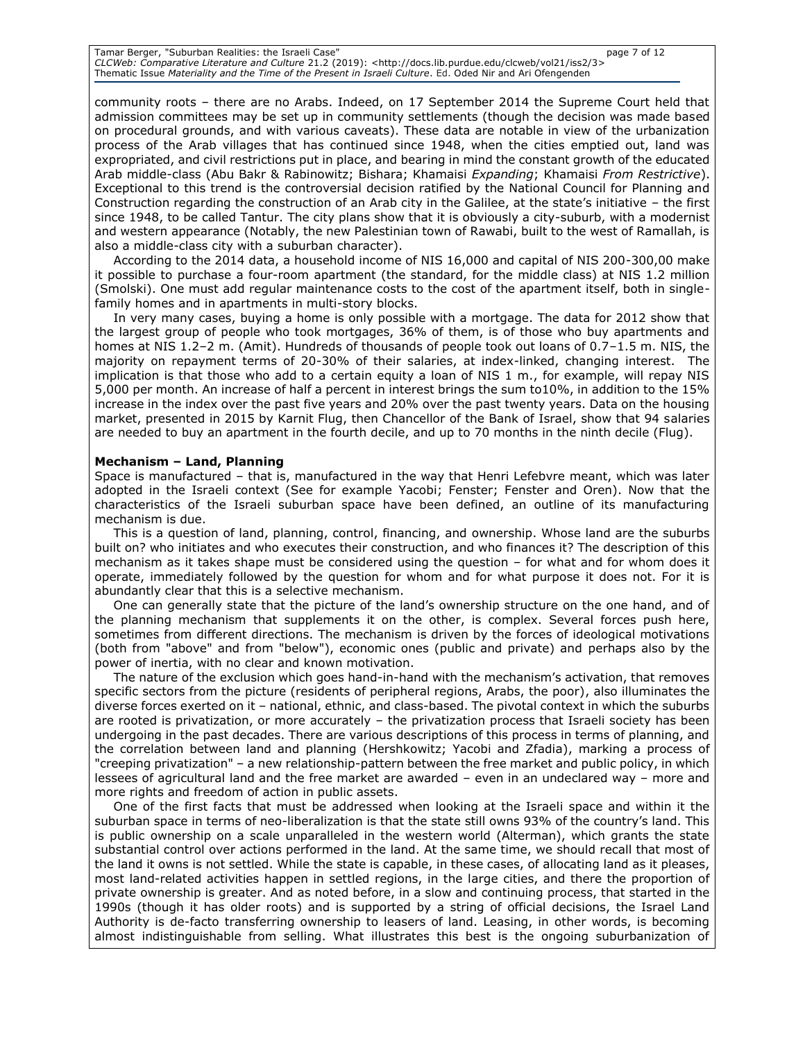community roots – there are no Arabs. Indeed, on 17 September 2014 the Supreme Court held that admission committees may be set up in community settlements (though the decision was made based on procedural grounds, and with various caveats). These data are notable in view of the urbanization process of the Arab villages that has continued since 1948, when the cities emptied out, land was expropriated, and civil restrictions put in place, and bearing in mind the constant growth of the educated Arab middle-class (Abu Bakr & Rabinowitz; Bishara; Khamaisi *Expanding*; Khamaisi *From Restrictive*). Exceptional to this trend is the controversial decision ratified by the National Council for Planning and Construction regarding the construction of an Arab city in the Galilee, at the state's initiative – the first since 1948, to be called Tantur. The city plans show that it is obviously a city-suburb, with a modernist and western appearance (Notably, the new Palestinian town of Rawabi, built to the west of Ramallah, is also a middle-class city with a suburban character).

According to the 2014 data, a household income of NIS 16,000 and capital of NIS 200-300,00 make it possible to purchase a four-room apartment (the standard, for the middle class) at NIS 1.2 million (Smolski). One must add regular maintenance costs to the cost of the apartment itself, both in single-family homes and in apartments in multi-story blocks.

In very many cases, buying a home is only possible with a mortgage. The data for 2012 show that the largest group of people who took mortgages, 36% of them, is of those who buy apartments and homes at NIS 1.2–2 m. (Amit). Hundreds of thousands of people took out loans of 0.7–1.5 m. NIS, the majority on repayment terms of 20-30% of their salaries, at index-linked, changing interest. The implication is that those who add to a certain equity a loan of NIS 1 m., for example, will repay NIS 5,000 per month. An increase of half a percent in interest brings the sum to10%, in addition to the 15% increase in the index over the past five years and 20% over the past twenty years. Data on the housing market, presented in 2015 by Karnit Flug, then Chancellor of the Bank of Israel, show that 94 salaries are needed to buy an apartment in the fourth decile, and up to 70 months in the ninth decile (Flug).

**Mechanism – Land, Planning**

Space is manufactured – that is, manufactured in the way that Henri Lefebvre meant, which was later adopted in the Israeli context (See for example Yacobi; Fenster; Fenster and Oren). Now that the characteristics of the Israeli suburban space have been defined, an outline of its manufacturing mechanism is due.

This is a question of land, planning, control, financing, and ownership. Whose land are the suburbs built on? who initiates and who executes their construction, and who finances it? The description of this mechanism as it takes shape must be considered using the question – for what and for whom does it operate, immediately followed by the question for whom and for what purpose it does not. For it is abundantly clear that this is a selective mechanism.

One can generally state that the picture of the land's ownership structure on the one hand, and of the planning mechanism that supplements it on the other, is complex. Several forces push here, sometimes from different directions. The mechanism is driven by the forces of ideological motivations (both from "above" and from "below"), economic ones (public and private) and perhaps also by the power of inertia, with no clear and known motivation.

The nature of the exclusion which goes hand-in-hand with the mechanism's activation, that removes specific sectors from the picture (residents of peripheral regions, Arabs, the poor), also illuminates the diverse forces exerted on it – national, ethnic, and class-based. The pivotal context in which the suburbs are rooted is privatization, or more accurately – the privatization process that Israeli society has been undergoing in the past decades. There are various descriptions of this process in terms of planning, and the correlation between land and planning (Hershkowitz; Yacobi and Zfadia), marking a process of "creeping privatization" – a new relationship-pattern between the free market and public policy, in which lessees of agricultural land and the free market are awarded – even in an undeclared way – more and more rights and freedom of action in public assets.

One of the first facts that must be addressed when looking at the Israeli space and within it the suburban space in terms of neo-liberalization is that the state still owns 93% of the country's land. This is public ownership on a scale unparalleled in the western world (Alterman), which grants the state substantial control over actions performed in the land. At the same time, we should recall that most of the land it owns is not settled. While the state is capable, in these cases, of allocating land as it pleases, most land-related activities happen in settled regions, in the large cities, and there the proportion of private ownership is greater. And as noted before, in a slow and continuing process, that started in the 1990s (though it has older roots) and is supported by a string of official decisions, the Israel Land Authority is de-facto transferring ownership to leasers of land. Leasing, in other words, is becoming almost indistinguishable from selling. What illustrates this best is the ongoing suburbanization of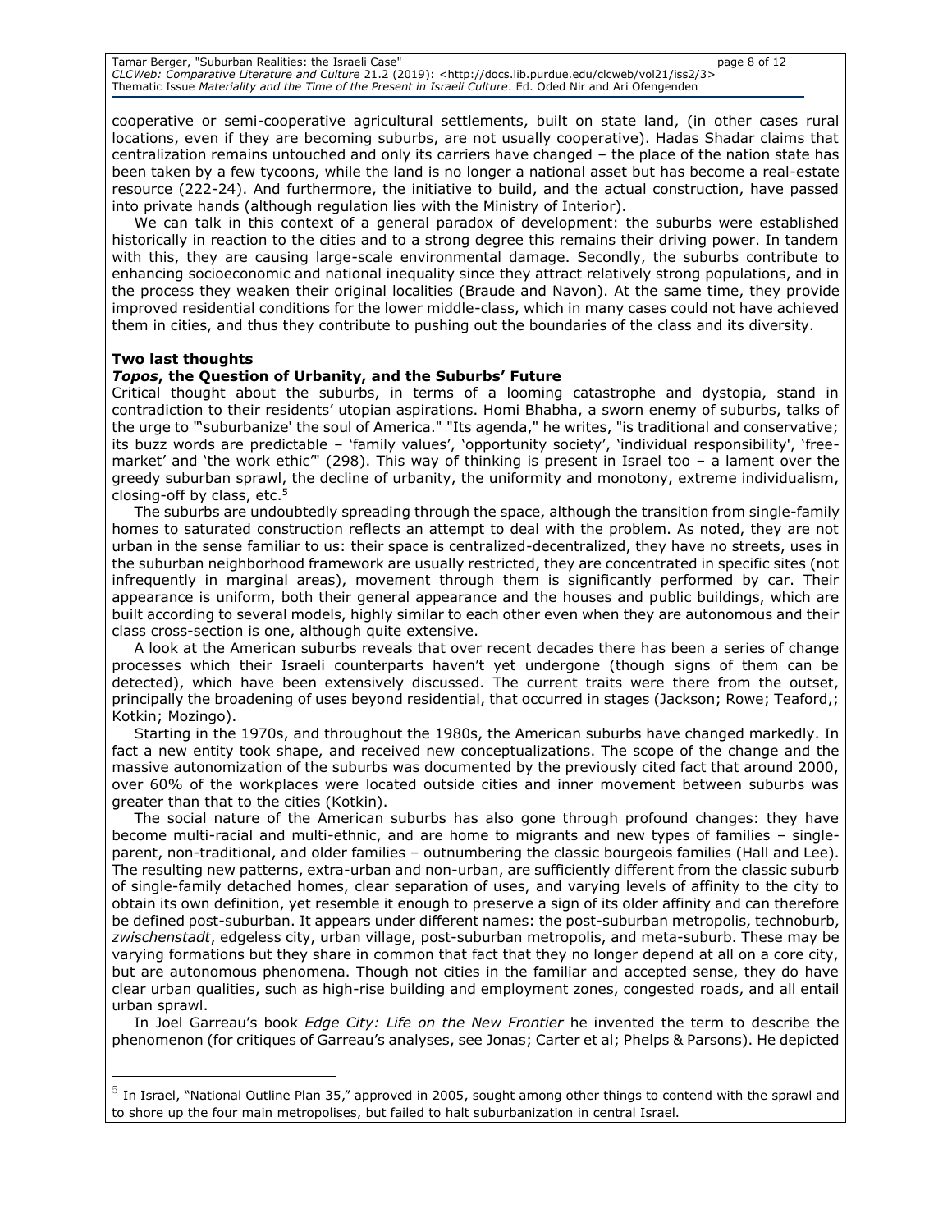cooperative or semi-cooperative agricultural settlements, built on state land, (in other cases rural locations, even if they are becoming suburbs, are not usually cooperative). Hadas Shadar claims that centralization remains untouched and only its carriers have changed – the place of the nation state has been taken by a few tycoons, while the land is no longer a national asset but has become a real-estate resource (222-24). And furthermore, the initiative to build, and the actual construction, have passed into private hands (although regulation lies with the Ministry of Interior).

We can talk in this context of a general paradox of development: the suburbs were established historically in reaction to the cities and to a strong degree this remains their driving power. In tandem with this, they are causing large-scale environmental damage. Secondly, the suburbs contribute to enhancing socioeconomic and national inequality since they attract relatively strong populations, and in the process they weaken their original localities (Braude and Navon). At the same time, they provide improved residential conditions for the lower middle-class, which in many cases could not have achieved them in cities, and thus they contribute to pushing out the boundaries of the class and its diversity.

**Two last thoughts**

***Topos*, the Question of Urbanity, and the Suburbs' Future**

Critical thought about the suburbs, in terms of a looming catastrophe and dystopia, stand in contradiction to their residents' utopian aspirations. Homi Bhabha, a sworn enemy of suburbs, talks of the urge to "'suburbanize' the soul of America." "Its agenda," he writes, "is traditional and conservative; its buzz words are predictable – 'family values', 'opportunity society', 'individual responsibility', 'free-market' and 'the work ethic'" (298). This way of thinking is present in Israel too – a lament over the greedy suburban sprawl, the decline of urbanity, the uniformity and monotony, extreme individualism, closing-off by class, etc.[5]

The suburbs are undoubtedly spreading through the space, although the transition from single-family homes to saturated construction reflects an attempt to deal with the problem. As noted, they are not urban in the sense familiar to us: their space is centralized-decentralized, they have no streets, uses in the suburban neighborhood framework are usually restricted, they are concentrated in specific sites (not infrequently in marginal areas), movement through them is significantly performed by car. Their appearance is uniform, both their general appearance and the houses and public buildings, which are built according to several models, highly similar to each other even when they are autonomous and their class cross-section is one, although quite extensive.

A look at the American suburbs reveals that over recent decades there has been a series of change processes which their Israeli counterparts haven't yet undergone (though signs of them can be detected), which have been extensively discussed. The current traits were there from the outset, principally the broadening of uses beyond residential, that occurred in stages (Jackson; Rowe; Teaford,; Kotkin; Mozingo).

Starting in the 1970s, and throughout the 1980s, the American suburbs have changed markedly. In fact a new entity took shape, and received new conceptualizations. The scope of the change and the massive autonomization of the suburbs was documented by the previously cited fact that around 2000, over 60% of the workplaces were located outside cities and inner movement between suburbs was greater than that to the cities (Kotkin).

The social nature of the American suburbs has also gone through profound changes: they have become multi-racial and multi-ethnic, and are home to migrants and new types of families – single-parent, non-traditional, and older families – outnumbering the classic bourgeois families (Hall and Lee). The resulting new patterns, extra-urban and non-urban, are sufficiently different from the classic suburb of single-family detached homes, clear separation of uses, and varying levels of affinity to the city to obtain its own definition, yet resemble it enough to preserve a sign of its older affinity and can therefore be defined post-suburban. It appears under different names: the post-suburban metropolis, technoburb, *zwischenstadt*, edgeless city, urban village, post-suburban metropolis, and meta-suburb. These may be varying formations but they share in common that fact that they no longer depend at all on a core city, but are autonomous phenomena. Though not cities in the familiar and accepted sense, they do have clear urban qualities, such as high-rise building and employment zones, congested roads, and all entail urban sprawl.

In Joel Garreau's book *Edge City: Life on the New Frontier* he invented the term to describe the phenomenon (for critiques of Garreau's analyses, see Jonas; Carter et al; Phelps & Parsons). He depicted

---

[5] In Israel, "National Outline Plan 35," approved in 2005, sought among other things to contend with the sprawl and to shore up the four main metropolises, but failed to halt suburbanization in central Israel.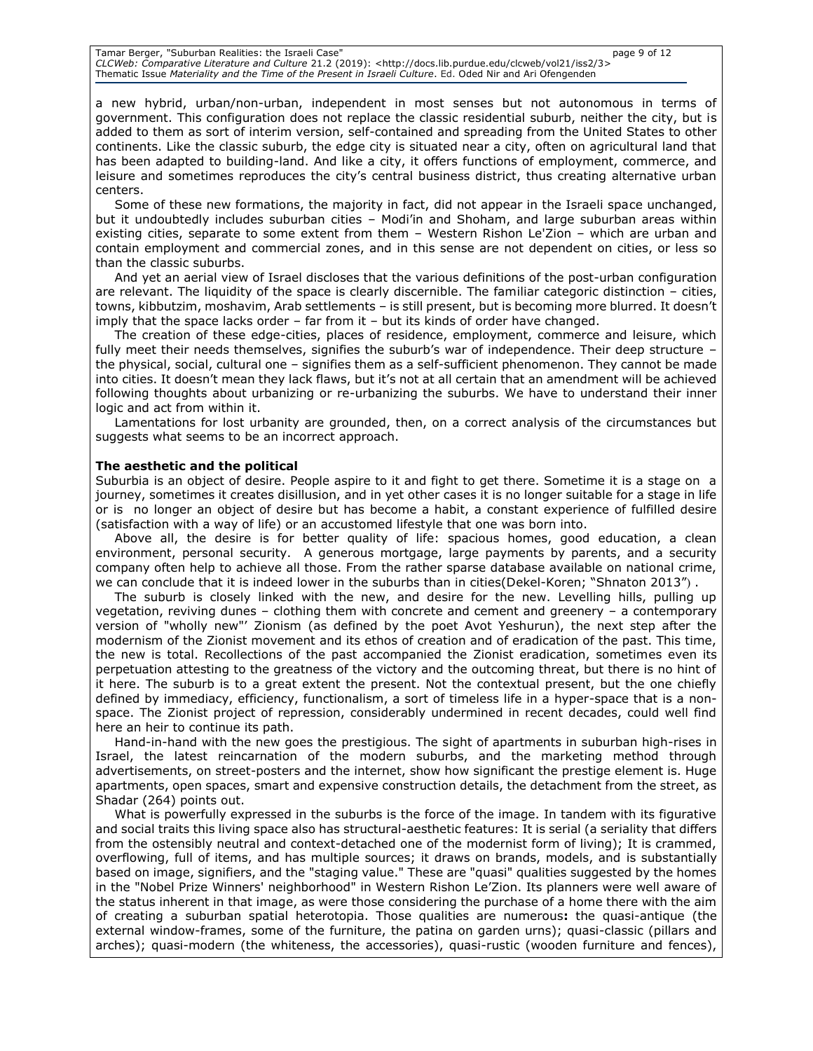a new hybrid, urban/non-urban, independent in most senses but not autonomous in terms of government. This configuration does not replace the classic residential suburb, neither the city, but is added to them as sort of interim version, self-contained and spreading from the United States to other continents. Like the classic suburb, the edge city is situated near a city, often on agricultural land that has been adapted to building-land. And like a city, it offers functions of employment, commerce, and leisure and sometimes reproduces the city's central business district, thus creating alternative urban centers.

Some of these new formations, the majority in fact, did not appear in the Israeli space unchanged, but it undoubtedly includes suburban cities – Modi'in and Shoham, and large suburban areas within existing cities, separate to some extent from them – Western Rishon Le'Zion – which are urban and contain employment and commercial zones, and in this sense are not dependent on cities, or less so than the classic suburbs.

And yet an aerial view of Israel discloses that the various definitions of the post-urban configuration are relevant. The liquidity of the space is clearly discernible. The familiar categoric distinction – cities, towns, kibbutzim, moshavim, Arab settlements – is still present, but is becoming more blurred. It doesn't imply that the space lacks order – far from it – but its kinds of order have changed.

The creation of these edge-cities, places of residence, employment, commerce and leisure, which fully meet their needs themselves, signifies the suburb's war of independence. Their deep structure – the physical, social, cultural one – signifies them as a self-sufficient phenomenon. They cannot be made into cities. It doesn't mean they lack flaws, but it's not at all certain that an amendment will be achieved following thoughts about urbanizing or re-urbanizing the suburbs. We have to understand their inner logic and act from within it.

Lamentations for lost urbanity are grounded, then, on a correct analysis of the circumstances but suggests what seems to be an incorrect approach.

**The aesthetic and the political**

Suburbia is an object of desire. People aspire to it and fight to get there. Sometime it is a stage on a journey, sometimes it creates disillusion, and in yet other cases it is no longer suitable for a stage in life or is no longer an object of desire but has become a habit, a constant experience of fulfilled desire (satisfaction with a way of life) or an accustomed lifestyle that one was born into.

Above all, the desire is for better quality of life: spacious homes, good education, a clean environment, personal security. A generous mortgage, large payments by parents, and a security company often help to achieve all those. From the rather sparse database available on national crime, we can conclude that it is indeed lower in the suburbs than in cities(Dekel-Koren; "Shnaton 2013") .

The suburb is closely linked with the new, and desire for the new. Levelling hills, pulling up vegetation, reviving dunes – clothing them with concrete and cement and greenery – a contemporary version of "wholly new"' Zionism (as defined by the poet Avot Yeshurun), the next step after the modernism of the Zionist movement and its ethos of creation and of eradication of the past. This time, the new is total. Recollections of the past accompanied the Zionist eradication, sometimes even its perpetuation attesting to the greatness of the victory and the outcoming threat, but there is no hint of it here. The suburb is to a great extent the present. Not the contextual present, but the one chiefly defined by immediacy, efficiency, functionalism, a sort of timeless life in a hyper-space that is a non-space. The Zionist project of repression, considerably undermined in recent decades, could well find here an heir to continue its path.

Hand-in-hand with the new goes the prestigious. The sight of apartments in suburban high-rises in Israel, the latest reincarnation of the modern suburbs, and the marketing method through advertisements, on street-posters and the internet, show how significant the prestige element is. Huge apartments, open spaces, smart and expensive construction details, the detachment from the street, as Shadar (264) points out.

What is powerfully expressed in the suburbs is the force of the image. In tandem with its figurative and social traits this living space also has structural-aesthetic features: It is serial (a seriality that differs from the ostensibly neutral and context-detached one of the modernist form of living); It is crammed, overflowing, full of items, and has multiple sources; it draws on brands, models, and is substantially based on image, signifiers, and the "staging value." These are "quasi" qualities suggested by the homes in the "Nobel Prize Winners' neighborhood" in Western Rishon Le'Zion. Its planners were well aware of the status inherent in that image, as were those considering the purchase of a home there with the aim of creating a suburban spatial heterotopia. Those qualities are numerous**:** the quasi-antique (the external window-frames, some of the furniture, the patina on garden urns); quasi-classic (pillars and arches); quasi-modern (the whiteness, the accessories), quasi-rustic (wooden furniture and fences),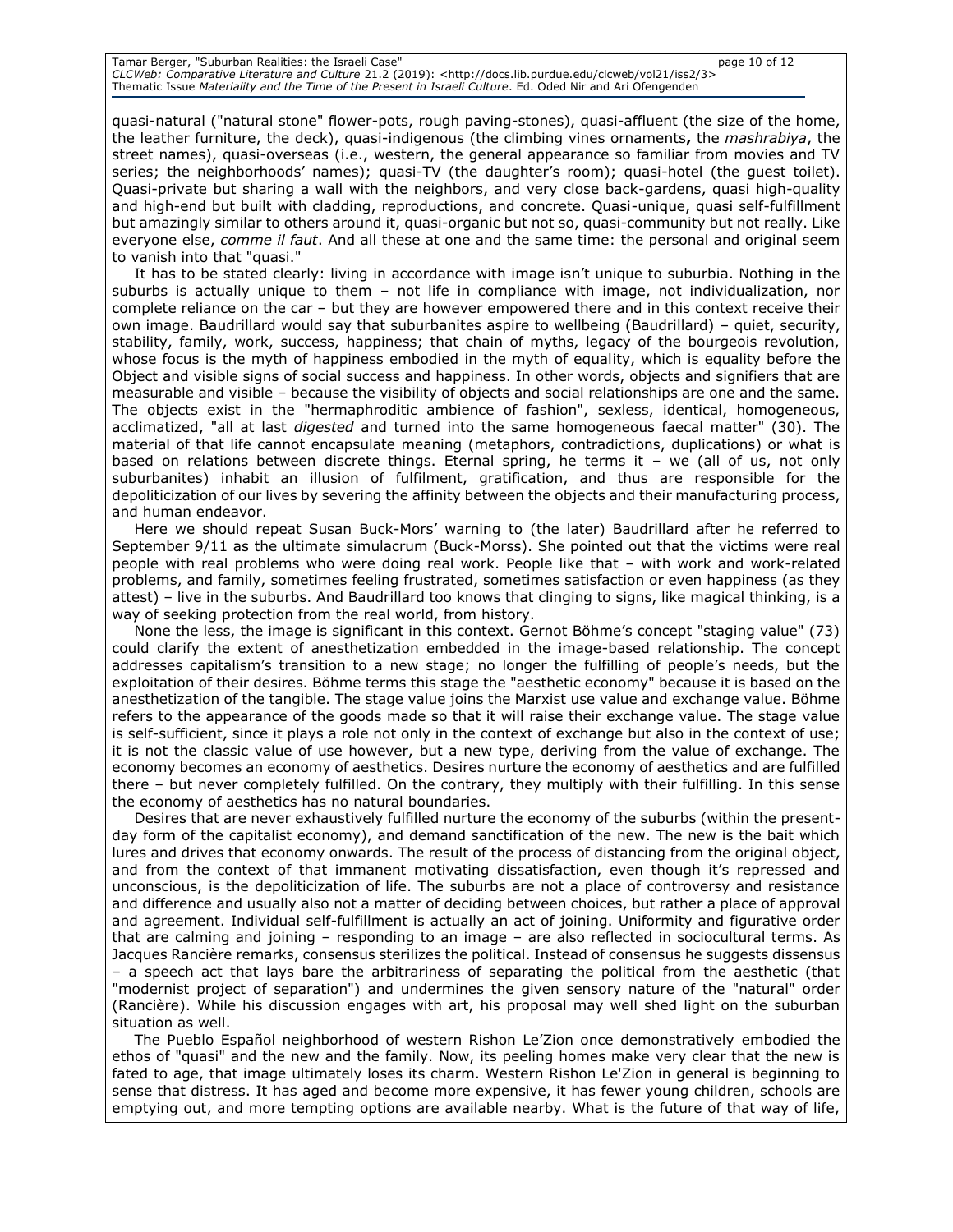quasi-natural ("natural stone" flower-pots, rough paving-stones), quasi-affluent (the size of the home, the leather furniture, the deck), quasi-indigenous (the climbing vines ornaments**,** the *mashrabiya*, the street names), quasi-overseas (i.e., western, the general appearance so familiar from movies and TV series; the neighborhoods' names); quasi-TV (the daughter's room); quasi-hotel (the guest toilet). Quasi-private but sharing a wall with the neighbors, and very close back-gardens, quasi high-quality and high-end but built with cladding, reproductions, and concrete. Quasi-unique, quasi self-fulfillment but amazingly similar to others around it, quasi-organic but not so, quasi-community but not really. Like everyone else, *comme il faut*. And all these at one and the same time: the personal and original seem to vanish into that "quasi."

It has to be stated clearly: living in accordance with image isn't unique to suburbia. Nothing in the suburbs is actually unique to them – not life in compliance with image, not individualization, nor complete reliance on the car – but they are however empowered there and in this context receive their own image. Baudrillard would say that suburbanites aspire to wellbeing (Baudrillard) – quiet, security, stability, family, work, success, happiness; that chain of myths, legacy of the bourgeois revolution, whose focus is the myth of happiness embodied in the myth of equality, which is equality before the Object and visible signs of social success and happiness. In other words, objects and signifiers that are measurable and visible – because the visibility of objects and social relationships are one and the same. The objects exist in the "hermaphroditic ambience of fashion", sexless, identical, homogeneous, acclimatized, "all at last *digested* and turned into the same homogeneous faecal matter" (30). The material of that life cannot encapsulate meaning (metaphors, contradictions, duplications) or what is based on relations between discrete things. Eternal spring, he terms it – we (all of us, not only suburbanites) inhabit an illusion of fulfilment, gratification, and thus are responsible for the depoliticization of our lives by severing the affinity between the objects and their manufacturing process, and human endeavor.

Here we should repeat Susan Buck-Mors' warning to (the later) Baudrillard after he referred to September 9/11 as the ultimate simulacrum (Buck-Morss). She pointed out that the victims were real people with real problems who were doing real work. People like that – with work and work-related problems, and family, sometimes feeling frustrated, sometimes satisfaction or even happiness (as they attest) – live in the suburbs. And Baudrillard too knows that clinging to signs, like magical thinking, is a way of seeking protection from the real world, from history.

None the less, the image is significant in this context. Gernot Böhme's concept "staging value" (73) could clarify the extent of anesthetization embedded in the image-based relationship. The concept addresses capitalism's transition to a new stage; no longer the fulfilling of people's needs, but the exploitation of their desires. Böhme terms this stage the "aesthetic economy" because it is based on the anesthetization of the tangible. The stage value joins the Marxist use value and exchange value. Böhme refers to the appearance of the goods made so that it will raise their exchange value. The stage value is self-sufficient, since it plays a role not only in the context of exchange but also in the context of use; it is not the classic value of use however, but a new type, deriving from the value of exchange. The economy becomes an economy of aesthetics. Desires nurture the economy of aesthetics and are fulfilled there – but never completely fulfilled. On the contrary, they multiply with their fulfilling. In this sense the economy of aesthetics has no natural boundaries.

Desires that are never exhaustively fulfilled nurture the economy of the suburbs (within the present-day form of the capitalist economy), and demand sanctification of the new. The new is the bait which lures and drives that economy onwards. The result of the process of distancing from the original object, and from the context of that immanent motivating dissatisfaction, even though it's repressed and unconscious, is the depoliticization of life. The suburbs are not a place of controversy and resistance and difference and usually also not a matter of deciding between choices, but rather a place of approval and agreement. Individual self-fulfillment is actually an act of joining. Uniformity and figurative order that are calming and joining – responding to an image – are also reflected in sociocultural terms. As Jacques Rancière remarks, consensus sterilizes the political. Instead of consensus he suggests dissensus – a speech act that lays bare the arbitrariness of separating the political from the aesthetic (that "modernist project of separation") and undermines the given sensory nature of the "natural" order (Rancière). While his discussion engages with art, his proposal may well shed light on the suburban situation as well.

The Pueblo Español neighborhood of western Rishon Le'Zion once demonstratively embodied the ethos of "quasi" and the new and the family. Now, its peeling homes make very clear that the new is fated to age, that image ultimately loses its charm. Western Rishon Le'Zion in general is beginning to sense that distress. It has aged and become more expensive, it has fewer young children, schools are emptying out, and more tempting options are available nearby. What is the future of that way of life,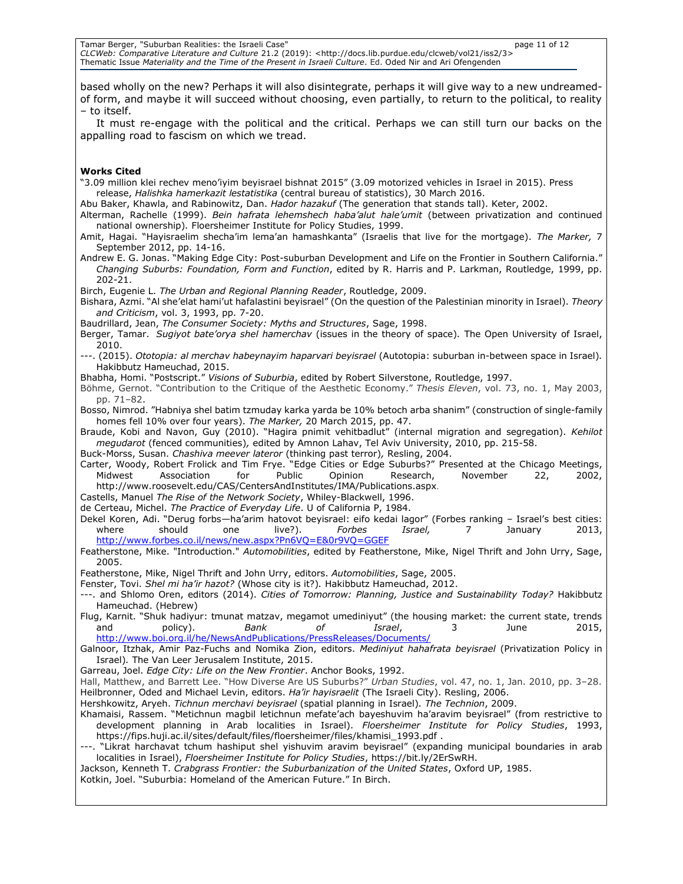based wholly on the new? Perhaps it will also disintegrate, perhaps it will give way to a new undreamed-of form, and maybe it will succeed without choosing, even partially, to return to the political, to reality – to itself.

It must re-engage with the political and the critical. Perhaps we can still turn our backs on the appalling road to fascism on which we tread.

**Works Cited**

"3.09 million klei rechev meno'iyim beyisrael bishnat 2015" (3.09 motorized vehicles in Israel in 2015). Press release, *Halishka hamerkazit lestatistika* (central bureau of statistics), 30 March 2016.

Abu Baker, Khawla, and Rabinowitz, Dan. *Hador hazakuf* (The generation that stands tall). Keter, 2002.

Alterman, Rachelle (1999). *Bein hafrata lehemshech haba'alut hale'umit* (between privatization and continued national ownership). Floersheimer Institute for Policy Studies, 1999.

Amit, Hagai. "Hayisraelim shecha'im lema'an hamashkanta" (Israelis that live for the mortgage). *The Marker,* 7 September 2012, pp. 14-16.

Andrew E. G. Jonas. "Making Edge City: Post-suburban Development and Life on the Frontier in Southern California." *Changing Suburbs: Foundation, Form and Function*, edited by R. Harris and P. Larkman, Routledge, 1999, pp. 202-21.

Birch, Eugenie L. *The Urban and Regional Planning Reader*, Routledge, 2009.

Bishara, Azmi. "Al she'elat hami'ut hafalastini beyisrael" (On the question of the Palestinian minority in Israel). *Theory and Criticism*, vol. 3, 1993, pp. 7-20.

Baudrillard, Jean, *The Consumer Society: Myths and Structures*, Sage, 1998.

Berger, Tamar. *Sugiyot bate'orya shel hamerchav* (issues in the theory of space). The Open University of Israel, 2010.

---. (2015). *Ototopia: al merchav habeynayim haparvari beyisrael* (Autotopia: suburban in-between space in Israel). Hakibbutz Hameuchad, 2015.

Bhabha, Homi. "Postscript." *Visions of Suburbia*, edited by Robert Silverstone, Routledge, 1997.

Böhme, Gernot. "Contribution to the Critique of the Aesthetic Economy." *Thesis Eleven*, vol. 73, no. 1, May 2003, pp. 71–82.

Bosso, Nimrod. "Habniya shel batim tzmuday karka yarda be 10% betoch arba shanim" (construction of single-family homes fell 10% over four years). *The Marker,* 20 March 2015, pp. 47.

Braude, Kobi and Navon, Guy (2010). "Hagira pnimit vehitbadlut" (internal migration and segregation). *Kehilot megudarot* (fenced communities), edited by Amnon Lahav, Tel Aviv University, 2010, pp. 215-58.

Buck-Morss, Susan. *Chashiva meever lateror* (thinking past terror), Resling, 2004.

Carter, Woody, Robert Frolick and Tim Frye. "Edge Cities or Edge Suburbs?" Presented at the Chicago Meetings, Midwest Association for Public Opinion Research, November 22, 2002, http://www.roosevelt.edu/CAS/CentersAndInstitutes/IMA/Publications.aspx.

Castells, Manuel *The Rise of the Network Society*, Whiley-Blackwell, 1996.

de Certeau, Michel. *The Practice of Everyday Life*. U of California P, 1984.

Dekel Koren, Adi. "Derug forbs—ha'arim hatovot beyisrael: eifo kedai lagor" (Forbes ranking – Israel's best cities: where should one live?). *Forbes Israel,* 7 January 2013, http://www.forbes.co.il/news/new.aspx?Pn6VQ=E&0r9VQ=GGEF

Featherstone, Mike. "Introduction." *Automobilities*, edited by Featherstone, Mike, Nigel Thrift and John Urry, Sage, 2005.

Featherstone, Mike, Nigel Thrift and John Urry, editors. *Automobilities*, Sage, 2005.

Fenster, Tovi. *Shel mi ha'ir hazot?* (Whose city is it?). Hakibbutz Hameuchad, 2012.

---. and Shlomo Oren, editors (2014). *Cities of Tomorrow: Planning, Justice and Sustainability Today?* Hakibbutz Hameuchad. (Hebrew)

Flug, Karnit. "Shuk hadiyur: tmunat matzav, megamot umediniyut" (the housing market: the current state, trends and policy). *Bank of Israel*, 3 June 2015, http://www.boi.org.il/he/NewsAndPublications/PressReleases/Documents/

Galnoor, Itzhak, Amir Paz-Fuchs and Nomika Zion, editors. *Mediniyut hahafrata beyisrael* (Privatization Policy in Israel). The Van Leer Jerusalem Institute, 2015.

Garreau, Joel. *Edge City: Life on the New Frontier*. Anchor Books, 1992.

Hall, Matthew, and Barrett Lee. "How Diverse Are US Suburbs?" *Urban Studies*, vol. 47, no. 1, Jan. 2010, pp. 3–28.

Heilbronner, Oded and Michael Levin, editors. *Ha'ir hayisraelit* (The Israeli City). Resling, 2006.

Hershkowitz, Aryeh. *Tichnun merchavi beyisrael* (spatial planning in Israel). *The Technion*, 2009.

Khamaisi, Rassem. "Metichnun magbil letichnun mefate'ach bayeshuvim ha'aravim beyisrael" (from restrictive to development planning in Arab localities in Israel). *Floersheimer Institute for Policy Studies*, 1993, https://fips.huji.ac.il/sites/default/files/floersheimer/files/khamisi_1993.pdf .

---. "Likrat harchavat tchum hashiput shel yishuvim aravim beyisrael" (expanding municipal boundaries in arab localities in Israel), *Floersheimer Institute for Policy Studies*, https://bit.ly/2ErSwRH.

Jackson, Kenneth T. *Crabgrass Frontier: the Suburbanization of the United States*, Oxford UP, 1985.

Kotkin, Joel. "Suburbia: Homeland of the American Future." In Birch.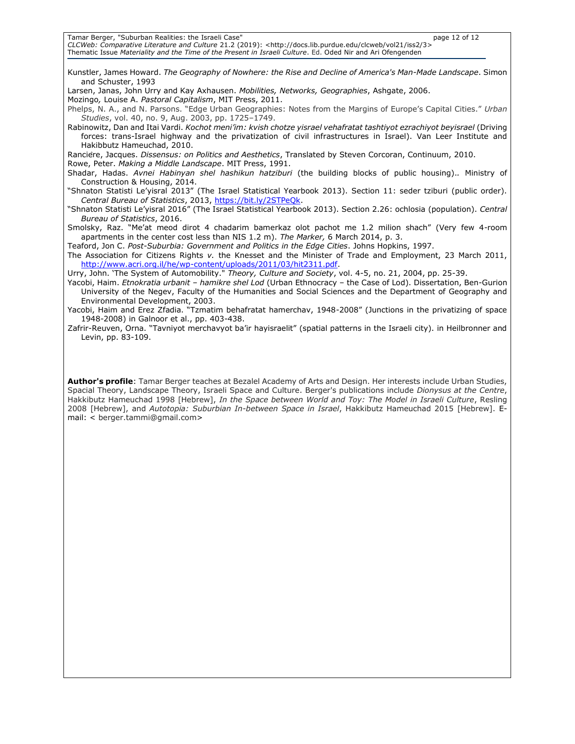Kunstler, James Howard. *The Geography of Nowhere: the Rise and Decline of America's Man-Made Landscape*. Simon and Schuster, 1993

Larsen, Janas, John Urry and Kay Axhausen. *Mobilities, Networks, Geographies*, Ashgate, 2006.

Mozingo, Louise A. *Pastoral Capitalism*, MIT Press, 2011.

Phelps, N. A., and N. Parsons. "Edge Urban Geographies: Notes from the Margins of Europe's Capital Cities." *Urban Studies*, vol. 40, no. 9, Aug. 2003, pp. 1725–1749.

Rabinowitz, Dan and Itai Vardi. *Kochot meni'im: kvish chotze yisrael vehafratat tashtiyot ezrachiyot beyisrael* (Driving forces: trans-Israel highway and the privatization of civil infrastructures in Israel). Van Leer Institute and Hakibbutz Hameuchad, 2010.

Rancière, Jacques. *Dissensus: on Politics and Aesthetics*, Translated by Steven Corcoran, Continuum, 2010.

Rowe, Peter. *Making a Middle Landscape*. MIT Press, 1991.

Shadar, Hadas. *Avnei Habinyan shel hashikun hatziburi* (the building blocks of public housing).. Ministry of Construction & Housing, 2014.

"Shnaton Statisti Le'yisral 2013" (The Israel Statistical Yearbook 2013). Section 11: seder tziburi (public order). *Central Bureau of Statistics*, 2013, https://bit.ly/2STPeQk.

"Shnaton Statisti Le'yisral 2016" (The Israel Statistical Yearbook 2013). Section 2.26: ochlosia (population). *Central Bureau of Statistics*, 2016.

Smolsky, Raz. "Me'at meod dirot 4 chadarim bamerkaz olot pachot me 1.2 milion shach" (Very few 4-room apartments in the center cost less than NIS 1.2 m). *The Marker,* 6 March 2014, p. 3.

Teaford, Jon C. *Post-Suburbia: Government and Politics in the Edge Cities*. Johns Hopkins, 1997.

The Association for Citizens Rights *v.* the Knesset and the Minister of Trade and Employment, 23 March 2011, http://www.acri.org.il/he/wp-content/uploads/2011/03/hit2311.pdf.

Urry, John. 'The System of Automobility." *Theory, Culture and Society*, vol. 4-5, no. 21, 2004, pp. 25-39.

Yacobi, Haim. *Etnokratia urbanit – hamikre shel Lod* (Urban Ethnocracy – the Case of Lod). Dissertation, Ben-Gurion University of the Negev, Faculty of the Humanities and Social Sciences and the Department of Geography and Environmental Development, 2003.

Yacobi, Haim and Erez Zfadia. "Tzmatim behafratat hamerchav, 1948-2008" (Junctions in the privatizing of space 1948-2008) in Galnoor et al., pp. 403-438.

Zafrir-Reuven, Orna. "Tavniyot merchavyot ba'ir hayisraelit" (spatial patterns in the Israeli city). in Heilbronner and Levin, pp. 83-109.

**Author's profile**: Tamar Berger teaches at Bezalel Academy of Arts and Design. Her interests include Urban Studies, Spacial Theory, Landscape Theory, Israeli Space and Culture. Berger's publications include *Dionysus at the Centre*, Hakkibutz Hameuchad 1998 [Hebrew], *In the Space between World and Toy: The Model in Israeli Culture*, Resling 2008 [Hebrew], and *Autotopia: Suburbian In-between Space in Israel*, Hakkibutz Hameuchad 2015 [Hebrew]. E-mail: < berger.tammi@gmail.com>